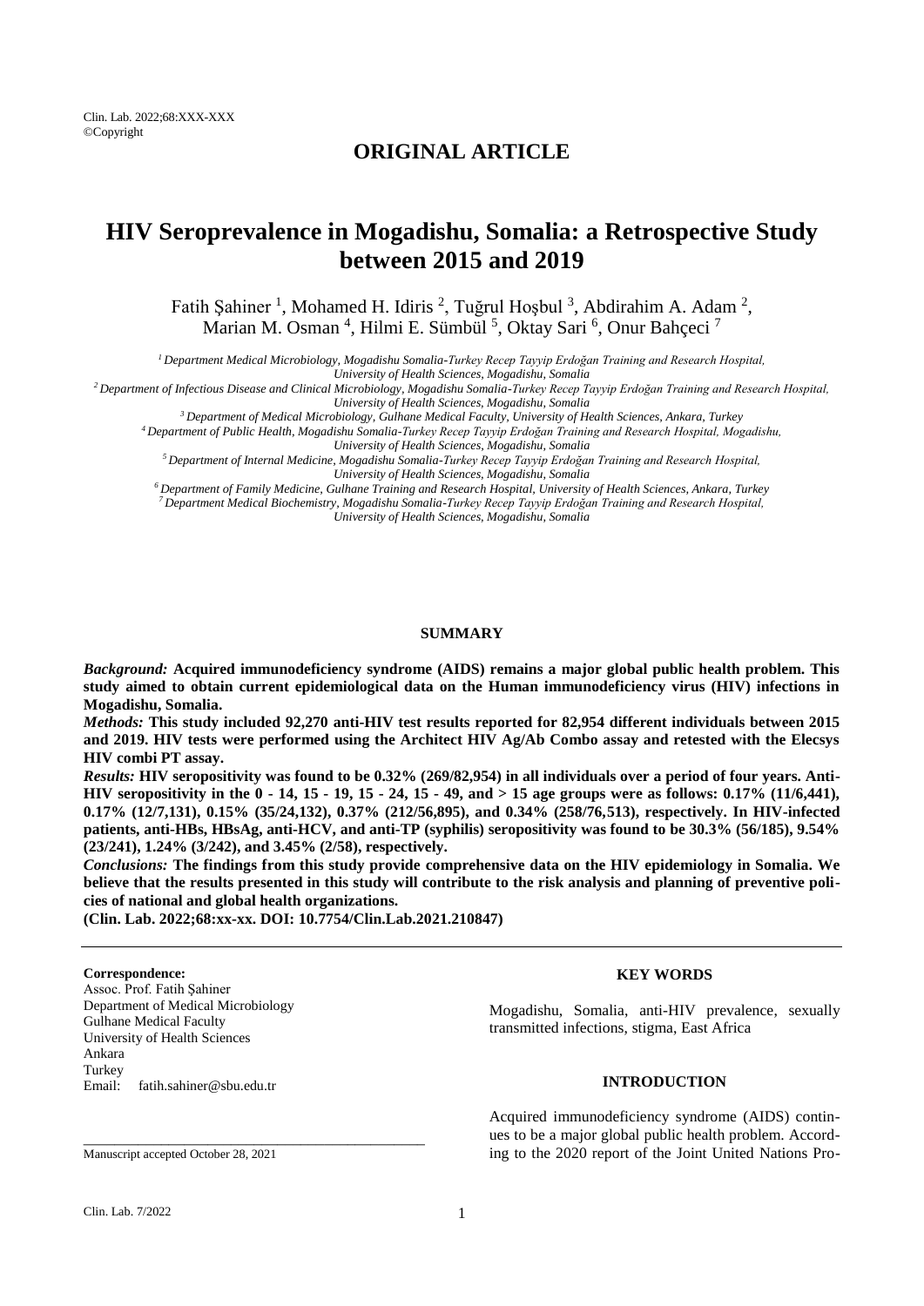## ORIGINAL ARTICLE

# HIV Seroprevalence in Mogadishu, Somalia: a Retrospective Study between 2015 and 2019

Fatih Şahiner [1], Mohamed H. Idiris [2], Tuğrul Hoşbul [3], Abdirahim A. Adam [2], Marian M. Osman [4], Hilmi E. Sümbül [5], Oktay Sari [6], Onur Bahçeci [7]

*[1] Department Medical Microbiology, Mogadishu Somalia-Turkey Recep Tayyip Erdoğan Training and Research Hospital, University of Health Sciences, Mogadishu, Somalia*
*[2] Department of Infectious Disease and Clinical Microbiology, Mogadishu Somalia-Turkey Recep Tayyip Erdoğan Training and Research Hospital, University of Health Sciences, Mogadishu, Somalia*
*[3] Department of Medical Microbiology, Gulhane Medical Faculty, University of Health Sciences, Ankara, Turkey*
*[4] Department of Public Health, Mogadishu Somalia-Turkey Recep Tayyip Erdoğan Training and Research Hospital, Mogadishu, University of Health Sciences, Mogadishu, Somalia*
*[5] Department of Internal Medicine, Mogadishu Somalia-Turkey Recep Tayyip Erdoğan Training and Research Hospital, University of Health Sciences, Mogadishu, Somalia*
*[6] Department of Family Medicine, Gulhane Training and Research Hospital, University of Health Sciences, Ankara, Turkey*
*[7] Department Medical Biochemistry, Mogadishu Somalia-Turkey Recep Tayyip Erdoğan Training and Research Hospital, University of Health Sciences, Mogadishu, Somalia*

### SUMMARY

***Background:*** **Acquired immunodeficiency syndrome (AIDS) remains a major global public health problem. This study aimed to obtain current epidemiological data on the Human immunodeficiency virus (HIV) infections in Mogadishu, Somalia.**

***Methods:*** **This study included 92,270 anti-HIV test results reported for 82,954 different individuals between 2015 and 2019. HIV tests were performed using the Architect HIV Ag/Ab Combo assay and retested with the Elecsys HIV combi PT assay.**

***Results:*** **HIV seropositivity was found to be 0.32% (269/82,954) in all individuals over a period of four years. Anti-HIV seropositivity in the 0 - 14, 15 - 19, 15 - 24, 15 - 49, and > 15 age groups were as follows: 0.17% (11/6,441), 0.17% (12/7,131), 0.15% (35/24,132), 0.37% (212/56,895), and 0.34% (258/76,513), respectively. In HIV-infected patients, anti-HBs, HBsAg, anti-HCV, and anti-TP (syphilis) seropositivity was found to be 30.3% (56/185), 9.54% (23/241), 1.24% (3/242), and 3.45% (2/58), respectively.**

***Conclusions:*** **The findings from this study provide comprehensive data on the HIV epidemiology in Somalia. We believe that the results presented in this study will contribute to the risk analysis and planning of preventive policies of national and global health organizations.**

**(Clin. Lab. 2022;68:xx-xx. DOI: 10.7754/Clin.Lab.2021.210847)**

**Correspondence:**
Assoc. Prof. Fatih Şahiner
Department of Medical Microbiology
Gulhane Medical Faculty
University of Health Sciences
Ankara
Turkey
Email: fatih.sahiner@sbu.edu.tr

Manuscript accepted October 28, 2021

### KEY WORDS

Mogadishu, Somalia, anti-HIV prevalence, sexually transmitted infections, stigma, East Africa

### INTRODUCTION

Acquired immunodeficiency syndrome (AIDS) continues to be a major global public health problem. According to the 2020 report of the Joint United Nations Pro-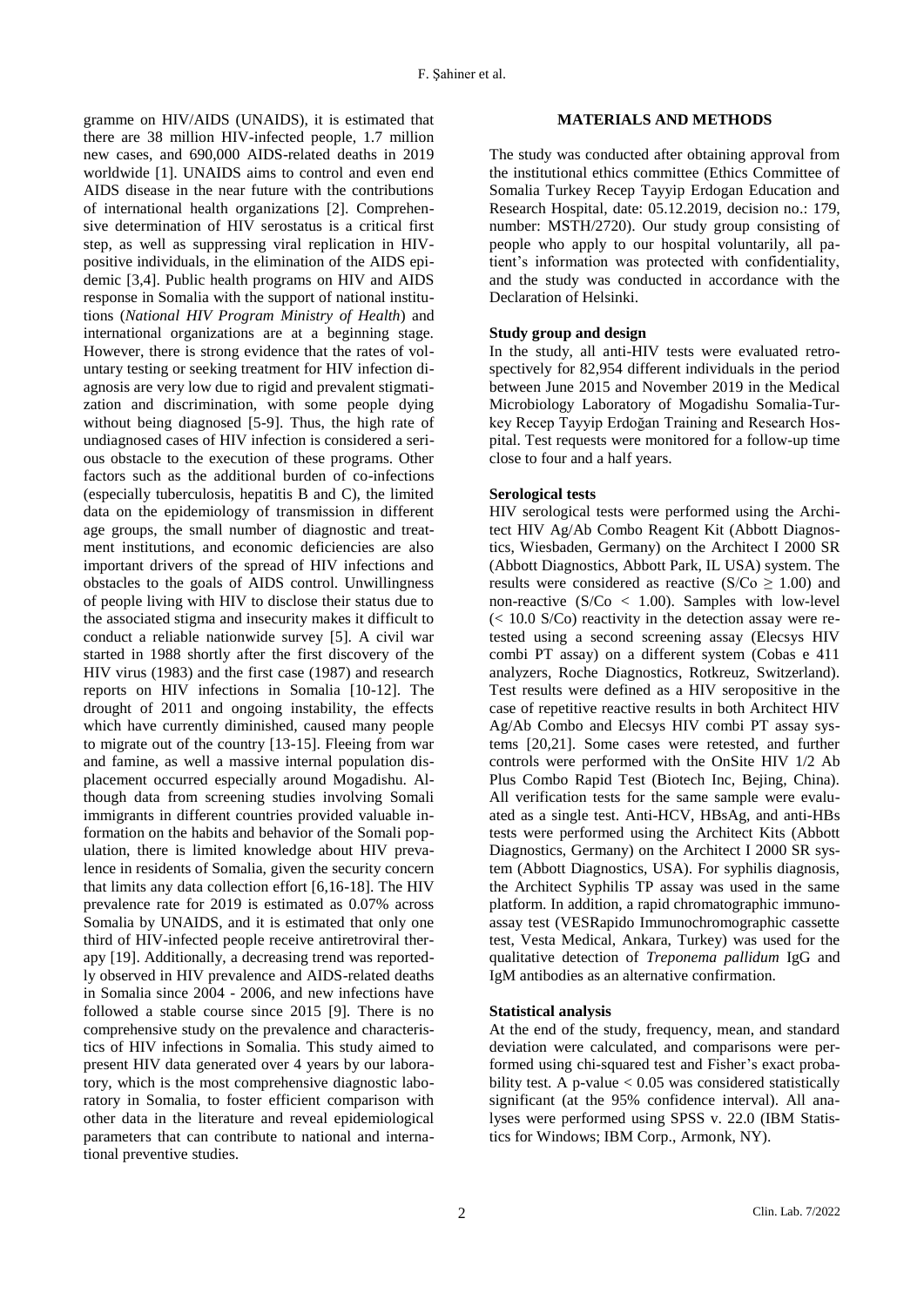gramme on HIV/AIDS (UNAIDS), it is estimated that there are 38 million HIV-infected people, 1.7 million new cases, and 690,000 AIDS-related deaths in 2019 worldwide [1]. UNAIDS aims to control and even end AIDS disease in the near future with the contributions of international health organizations [2]. Comprehensive determination of HIV serostatus is a critical first step, as well as suppressing viral replication in HIV-positive individuals, in the elimination of the AIDS epidemic [3,4]. Public health programs on HIV and AIDS response in Somalia with the support of national institutions (*National HIV Program Ministry of Health*) and international organizations are at a beginning stage. However, there is strong evidence that the rates of voluntary testing or seeking treatment for HIV infection diagnosis are very low due to rigid and prevalent stigmatization and discrimination, with some people dying without being diagnosed [5-9]. Thus, the high rate of undiagnosed cases of HIV infection is considered a serious obstacle to the execution of these programs. Other factors such as the additional burden of co-infections (especially tuberculosis, hepatitis B and C), the limited data on the epidemiology of transmission in different age groups, the small number of diagnostic and treatment institutions, and economic deficiencies are also important drivers of the spread of HIV infections and obstacles to the goals of AIDS control. Unwillingness of people living with HIV to disclose their status due to the associated stigma and insecurity makes it difficult to conduct a reliable nationwide survey [5]. A civil war started in 1988 shortly after the first discovery of the HIV virus (1983) and the first case (1987) and research reports on HIV infections in Somalia [10-12]. The drought of 2011 and ongoing instability, the effects which have currently diminished, caused many people to migrate out of the country [13-15]. Fleeing from war and famine, as well a massive internal population displacement occurred especially around Mogadishu. Although data from screening studies involving Somali immigrants in different countries provided valuable information on the habits and behavior of the Somali population, there is limited knowledge about HIV prevalence in residents of Somalia, given the security concern that limits any data collection effort [6,16-18]. The HIV prevalence rate for 2019 is estimated as 0.07% across Somalia by UNAIDS, and it is estimated that only one third of HIV-infected people receive antiretroviral therapy [19]. Additionally, a decreasing trend was reportedly observed in HIV prevalence and AIDS-related deaths in Somalia since 2004 - 2006, and new infections have followed a stable course since 2015 [9]. There is no comprehensive study on the prevalence and characteristics of HIV infections in Somalia. This study aimed to present HIV data generated over 4 years by our laboratory, which is the most comprehensive diagnostic laboratory in Somalia, to foster efficient comparison with other data in the literature and reveal epidemiological parameters that can contribute to national and international preventive studies.

## MATERIALS AND METHODS

The study was conducted after obtaining approval from the institutional ethics committee (Ethics Committee of Somalia Turkey Recep Tayyip Erdogan Education and Research Hospital, date: 05.12.2019, decision no.: 179, number: MSTH/2720). Our study group consisting of people who apply to our hospital voluntarily, all patient's information was protected with confidentiality, and the study was conducted in accordance with the Declaration of Helsinki.

### Study group and design

In the study, all anti-HIV tests were evaluated retrospectively for 82,954 different individuals in the period between June 2015 and November 2019 in the Medical Microbiology Laboratory of Mogadishu Somalia-Turkey Recep Tayyip Erdoğan Training and Research Hospital. Test requests were monitored for a follow-up time close to four and a half years.

### Serological tests

HIV serological tests were performed using the Architect HIV Ag/Ab Combo Reagent Kit (Abbott Diagnostics, Wiesbaden, Germany) on the Architect I 2000 SR (Abbott Diagnostics, Abbott Park, IL USA) system. The results were considered as reactive ($S/Co \geq 1.00$) and non-reactive ($S/Co < 1.00$). Samples with low-level ($< 10.0$ S/Co) reactivity in the detection assay were retested using a second screening assay (Elecsys HIV combi PT assay) on a different system (Cobas e 411 analyzers, Roche Diagnostics, Rotkreuz, Switzerland). Test results were defined as a HIV seropositive in the case of repetitive reactive results in both Architect HIV Ag/Ab Combo and Elecsys HIV combi PT assay systems [20,21]. Some cases were retested, and further controls were performed with the OnSite HIV 1/2 Ab Plus Combo Rapid Test (Biotech Inc, Bejing, China). All verification tests for the same sample were evaluated as a single test. Anti-HCV, HBsAg, and anti-HBs tests were performed using the Architect Kits (Abbott Diagnostics, Germany) on the Architect I 2000 SR system (Abbott Diagnostics, USA). For syphilis diagnosis, the Architect Syphilis TP assay was used in the same platform. In addition, a rapid chromatographic immunoassay test (VESRapido Immunochromographic cassette test, Vesta Medical, Ankara, Turkey) was used for the qualitative detection of *Treponema pallidum* IgG and IgM antibodies as an alternative confirmation.

### Statistical analysis

At the end of the study, frequency, mean, and standard deviation were calculated, and comparisons were performed using chi-squared test and Fisher's exact probability test. A $p\text{-value} < 0.05$ was considered statistically significant (at the 95% confidence interval). All analyses were performed using SPSS v. 22.0 (IBM Statistics for Windows; IBM Corp., Armonk, NY).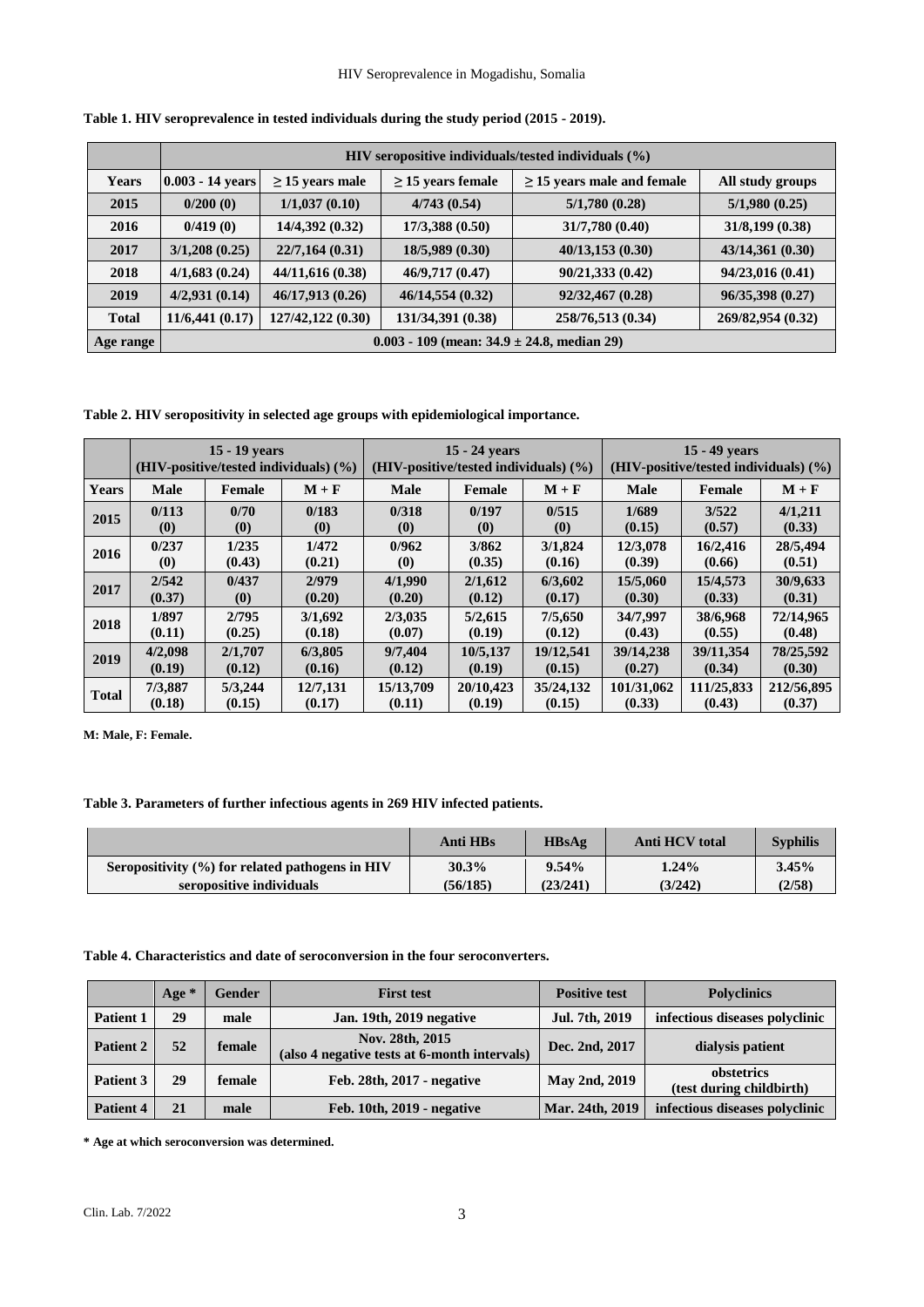**Table 1. HIV seroprevalence in tested individuals during the study period (2015 - 2019).**

| | HIV seropositive individuals/tested individuals (%) | | | | |
|---|---|---|---|---|---|
| **Years** | **0.003 - 14 years** | **≥ 15 years male** | **≥ 15 years female** | **≥ 15 years male and female** | **All study groups** |
| **2015** | 0/200 (0) | 1/1,037 (0.10) | 4/743 (0.54) | 5/1,780 (0.28) | 5/1,980 (0.25) |
| **2016** | 0/419 (0) | 14/4,392 (0.32) | 17/3,388 (0.50) | 31/7,780 (0.40) | 31/8,199 (0.38) |
| **2017** | 3/1,208 (0.25) | 22/7,164 (0.31) | 18/5,989 (0.30) | 40/13,153 (0.30) | 43/14,361 (0.30) |
| **2018** | 4/1,683 (0.24) | 44/11,616 (0.38) | 46/9,717 (0.47) | 90/21,333 (0.42) | 94/23,016 (0.41) |
| **2019** | 4/2,931 (0.14) | 46/17,913 (0.26) | 46/14,554 (0.32) | 92/32,467 (0.28) | 96/35,398 (0.27) |
| **Total** | 11/6,441 (0.17) | 127/42,122 (0.30) | 131/34,391 (0.38) | 258/76,513 (0.34) | 269/82,954 (0.32) |
| **Age range** | 0.003 - 109 (mean: 34.9 ± 24.8, median 29) | | | | |

**Table 2. HIV seropositivity in selected age groups with epidemiological importance.**

| | 15 - 19 years (HIV-positive/tested individuals) (%) | | | 15 - 24 years (HIV-positive/tested individuals) (%) | | | 15 - 49 years (HIV-positive/tested individuals) (%) | | |
|---|---|---|---|---|---|---|---|---|---|
| **Years** | **Male** | **Female** | **M + F** | **Male** | **Female** | **M + F** | **Male** | **Female** | **M + F** |
| **2015** | 0/113 (0) | 0/70 (0) | 0/183 (0) | 0/318 (0) | 0/197 (0) | 0/515 (0) | 1/689 (0.15) | 3/522 (0.57) | 4/1,211 (0.33) |
| **2016** | 0/237 (0) | 1/235 (0.43) | 1/472 (0.21) | 0/962 (0) | 3/862 (0.35) | 3/1,824 (0.16) | 12/3,078 (0.39) | 16/2,416 (0.66) | 28/5,494 (0.51) |
| **2017** | 2/542 (0.37) | 0/437 (0) | 2/979 (0.20) | 4/1,990 (0.20) | 2/1,612 (0.12) | 6/3,602 (0.17) | 15/5,060 (0.30) | 15/4,573 (0.33) | 30/9,633 (0.31) |
| **2018** | 1/897 (0.11) | 2/795 (0.25) | 3/1,692 (0.18) | 2/3,035 (0.07) | 5/2,615 (0.19) | 7/5,650 (0.12) | 34/7,997 (0.43) | 38/6,968 (0.55) | 72/14,965 (0.48) |
| **2019** | 4/2,098 (0.19) | 2/1,707 (0.12) | 6/3,805 (0.16) | 9/7,404 (0.12) | 10/5,137 (0.19) | 19/12,541 (0.15) | 39/14,238 (0.27) | 39/11,354 (0.34) | 78/25,592 (0.30) |
| **Total** | 7/3,887 (0.18) | 5/3,244 (0.15) | 12/7,131 (0.17) | 15/13,709 (0.11) | 20/10,423 (0.19) | 35/24,132 (0.15) | 101/31,062 (0.33) | 111/25,833 (0.43) | 212/56,895 (0.37) |

M: Male, F: Female.

**Table 3. Parameters of further infectious agents in 269 HIV infected patients.**

| | Anti HBs | HBsAg | Anti HCV total | Syphilis |
|---|---|---|---|---|
| **Seropositivity (%) for related pathogens in HIV seropositive individuals** | 30.3% (56/185) | 9.54% (23/241) | 1.24% (3/242) | 3.45% (2/58) |

**Table 4. Characteristics and date of seroconversion in the four seroconverters.**

| | Age * | Gender | First test | Positive test | Polyclinics |
|---|---|---|---|---|---|
| **Patient 1** | 29 | male | Jan. 19th, 2019 negative | Jul. 7th, 2019 | infectious diseases polyclinic |
| **Patient 2** | 52 | female | Nov. 28th, 2015 (also 4 negative tests at 6-month intervals) | Dec. 2nd, 2017 | dialysis patient |
| **Patient 3** | 29 | female | Feb. 28th, 2017 - negative | May 2nd, 2019 | obstetrics (test during childbirth) |
| **Patient 4** | 21 | male | Feb. 10th, 2019 - negative | Mar. 24th, 2019 | infectious diseases polyclinic |

\* Age at which seroconversion was determined.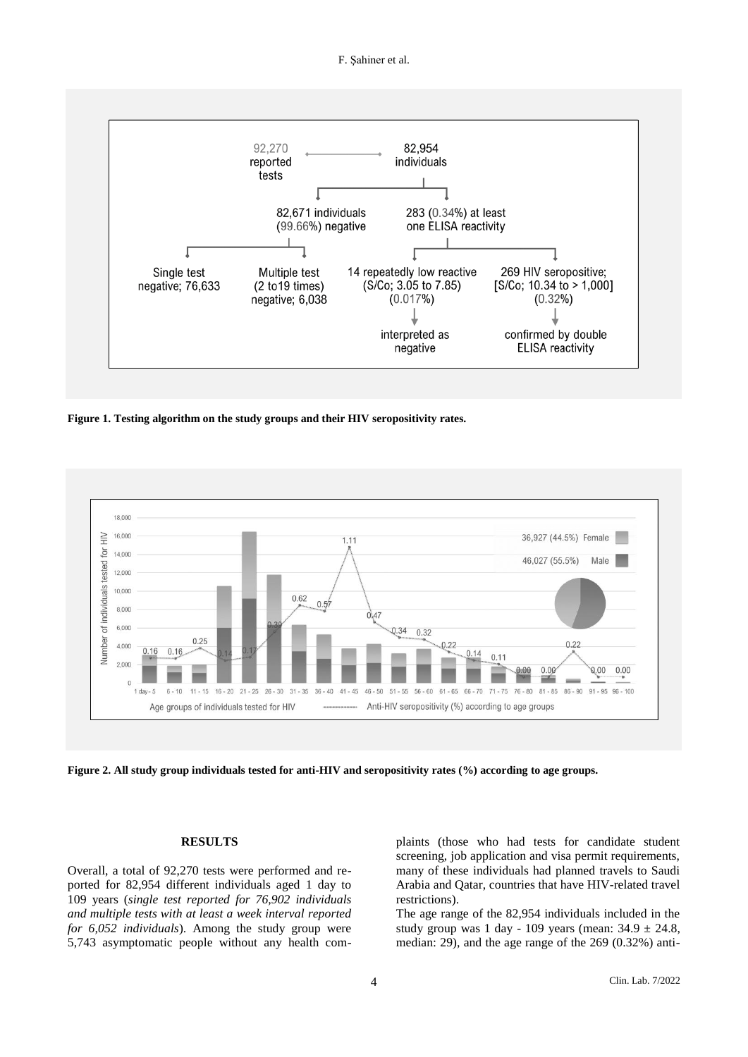92,270 reported tests → 82,954 individuals

82,671 individuals (99.66%) negative | 283 (0.34%) at least one ELISA reactivity

Single test negative; 76,633 | Multiple test (2 to19 times) negative; 6,038 | 14 repeatedly low reactive (S/Co; 3.05 to 7.85) (0.017%) → interpreted as negative | 269 HIV seropositive; [S/Co; 10.34 to > 1,000] (0.32%) → confirmed by double ELISA reactivity

**Figure 1. Testing algorithm on the study groups and their HIV seropositivity rates.**

**Figure 2. All study group individuals tested for anti-HIV and seropositivity rates (%) according to age groups.**

## RESULTS

Overall, a total of 92,270 tests were performed and reported for 82,954 different individuals aged 1 day to 109 years (*single test reported for 76,902 individuals and multiple tests with at least a week interval reported for 6,052 individuals*). Among the study group were 5,743 asymptomatic people without any health complaints (those who had tests for candidate student screening, job application and visa permit requirements, many of these individuals had planned travels to Saudi Arabia and Qatar, countries that have HIV-related travel restrictions).

The age range of the 82,954 individuals included in the study group was 1 day - 109 years (mean: 34.9 ± 24.8, median: 29), and the age range of the 269 (0.32%) anti-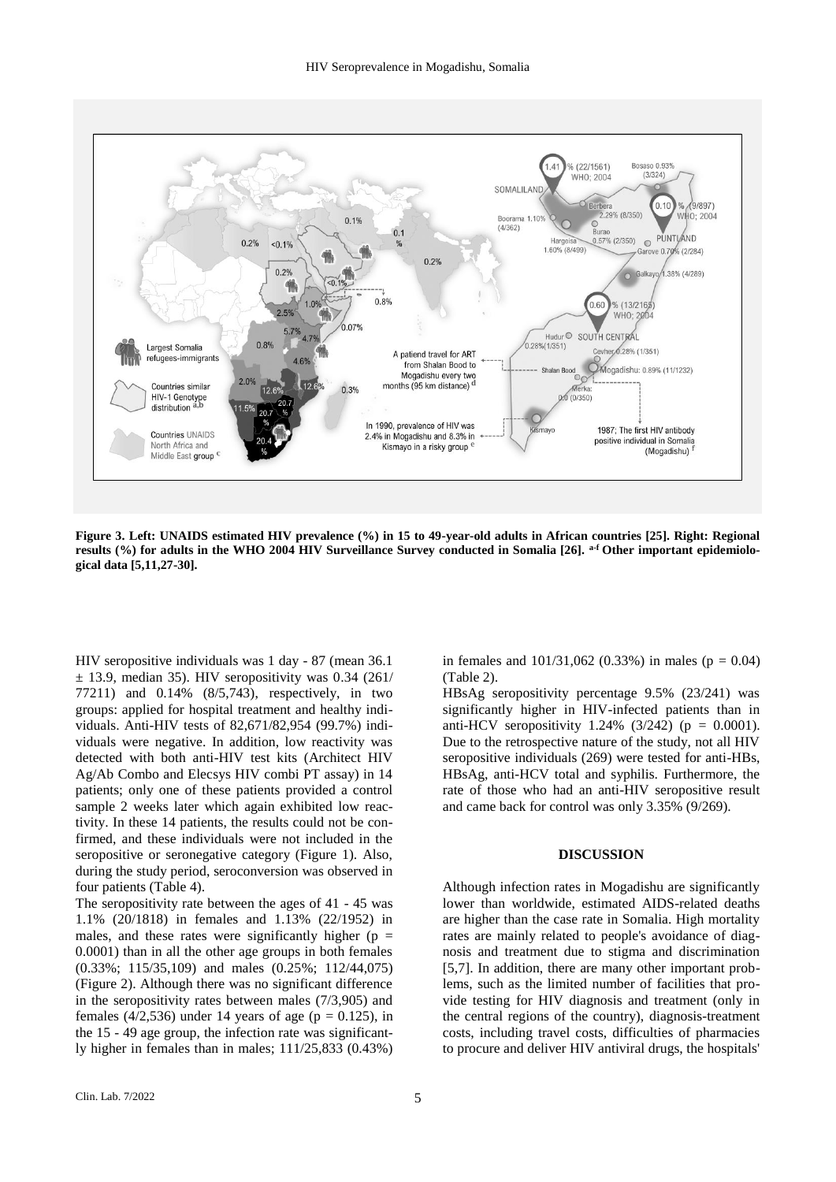**Figure 3. Left: UNAIDS estimated HIV prevalence (%) in 15 to 49-year-old adults in African countries [25]. Right: Regional results (%) for adults in the WHO 2004 HIV Surveillance Survey conducted in Somalia [26]. [a-f] Other important epidemiological data [5,11,27-30].**

HIV seropositive individuals was 1 day - 87 (mean 36.1 ± 13.9, median 35). HIV seropositivity was 0.34 (261/77211) and 0.14% (8/5,743), respectively, in two groups: applied for hospital treatment and healthy individuals. Anti-HIV tests of 82,671/82,954 (99.7%) individuals were negative. In addition, low reactivity was detected with both anti-HIV test kits (Architect HIV Ag/Ab Combo and Elecsys HIV combi PT assay) in 14 patients; only one of these patients provided a control sample 2 weeks later which again exhibited low reactivity. In these 14 patients, the results could not be confirmed, and these individuals were not included in the seropositive or seronegative category (Figure 1). Also, during the study period, seroconversion was observed in four patients (Table 4).

The seropositivity rate between the ages of 41 - 45 was 1.1% (20/1818) in females and 1.13% (22/1952) in males, and these rates were significantly higher ($p = 0.0001$) than in all the other age groups in both females (0.33%; 115/35,109) and males (0.25%; 112/44,075) (Figure 2). Although there was no significant difference in the seropositivity rates between males (7/3,905) and females (4/2,536) under 14 years of age ($p = 0.125$), in the 15 - 49 age group, the infection rate was significantly higher in females than in males; 111/25,833 (0.43%) in females and 101/31,062 (0.33%) in males ($p = 0.04$) (Table 2).

HBsAg seropositivity percentage 9.5% (23/241) was significantly higher in HIV-infected patients than in anti-HCV seropositivity 1.24% (3/242) ($p = 0.0001$). Due to the retrospective nature of the study, not all HIV seropositive individuals (269) were tested for anti-HBs, HBsAg, anti-HCV total and syphilis. Furthermore, the rate of those who had an anti-HIV seropositive result and came back for control was only 3.35% (9/269).

## DISCUSSION

Although infection rates in Mogadishu are significantly lower than worldwide, estimated AIDS-related deaths are higher than the case rate in Somalia. High mortality rates are mainly related to people's avoidance of diagnosis and treatment due to stigma and discrimination [5,7]. In addition, there are many other important problems, such as the limited number of facilities that provide testing for HIV diagnosis and treatment (only in the central regions of the country), diagnosis-treatment costs, including travel costs, difficulties of pharmacies to procure and deliver HIV antiviral drugs, the hospitals'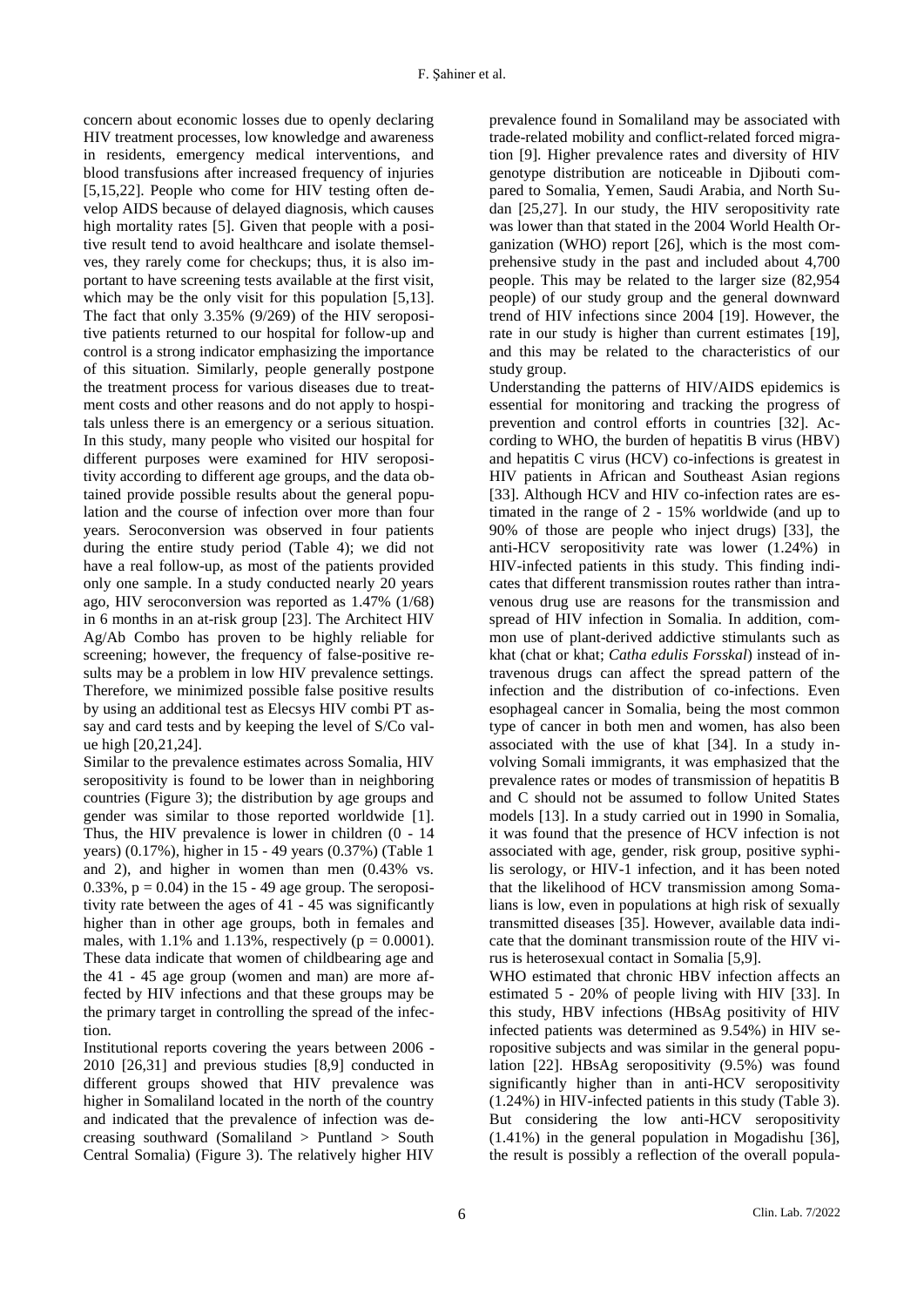concern about economic losses due to openly declaring HIV treatment processes, low knowledge and awareness in residents, emergency medical interventions, and blood transfusions after increased frequency of injuries [5,15,22]. People who come for HIV testing often develop AIDS because of delayed diagnosis, which causes high mortality rates [5]. Given that people with a positive result tend to avoid healthcare and isolate themselves, they rarely come for checkups; thus, it is also important to have screening tests available at the first visit, which may be the only visit for this population [5,13]. The fact that only 3.35% (9/269) of the HIV seropositive patients returned to our hospital for follow-up and control is a strong indicator emphasizing the importance of this situation. Similarly, people generally postpone the treatment process for various diseases due to treatment costs and other reasons and do not apply to hospitals unless there is an emergency or a serious situation. In this study, many people who visited our hospital for different purposes were examined for HIV seropositivity according to different age groups, and the data obtained provide possible results about the general population and the course of infection over more than four years. Seroconversion was observed in four patients during the entire study period (Table 4); we did not have a real follow-up, as most of the patients provided only one sample. In a study conducted nearly 20 years ago, HIV seroconversion was reported as 1.47% (1/68) in 6 months in an at-risk group [23]. The Architect HIV Ag/Ab Combo has proven to be highly reliable for screening; however, the frequency of false-positive results may be a problem in low HIV prevalence settings. Therefore, we minimized possible false positive results by using an additional test as Elecsys HIV combi PT assay and card tests and by keeping the level of S/Co value high [20,21,24].

Similar to the prevalence estimates across Somalia, HIV seropositivity is found to be lower than in neighboring countries (Figure 3); the distribution by age groups and gender was similar to those reported worldwide [1]. Thus, the HIV prevalence is lower in children (0 - 14 years) (0.17%), higher in 15 - 49 years (0.37%) (Table 1 and 2), and higher in women than men (0.43% vs. 0.33%, $p = 0.04$) in the 15 - 49 age group. The seropositivity rate between the ages of 41 - 45 was significantly higher than in other age groups, both in females and males, with 1.1% and 1.13%, respectively ($p = 0.0001$). These data indicate that women of childbearing age and the 41 - 45 age group (women and man) are more affected by HIV infections and that these groups may be the primary target in controlling the spread of the infection.

Institutional reports covering the years between 2006 - 2010 [26,31] and previous studies [8,9] conducted in different groups showed that HIV prevalence was higher in Somaliland located in the north of the country and indicated that the prevalence of infection was decreasing southward (Somaliland > Puntland > South Central Somalia) (Figure 3). The relatively higher HIV prevalence found in Somaliland may be associated with trade-related mobility and conflict-related forced migration [9]. Higher prevalence rates and diversity of HIV genotype distribution are noticeable in Djibouti compared to Somalia, Yemen, Saudi Arabia, and North Sudan [25,27]. In our study, the HIV seropositivity rate was lower than that stated in the 2004 World Health Organization (WHO) report [26], which is the most comprehensive study in the past and included about 4,700 people. This may be related to the larger size (82,954 people) of our study group and the general downward trend of HIV infections since 2004 [19]. However, the rate in our study is higher than current estimates [19], and this may be related to the characteristics of our study group.

Understanding the patterns of HIV/AIDS epidemics is essential for monitoring and tracking the progress of prevention and control efforts in countries [32]. According to WHO, the burden of hepatitis B virus (HBV) and hepatitis C virus (HCV) co-infections is greatest in HIV patients in African and Southeast Asian regions [33]. Although HCV and HIV co-infection rates are estimated in the range of 2 - 15% worldwide (and up to 90% of those are people who inject drugs) [33], the anti-HCV seropositivity rate was lower (1.24%) in HIV-infected patients in this study. This finding indicates that different transmission routes rather than intravenous drug use are reasons for the transmission and spread of HIV infection in Somalia. In addition, common use of plant-derived addictive stimulants such as khat (chat or khat; *Catha edulis Forsskal*) instead of intravenous drugs can affect the spread pattern of the infection and the distribution of co-infections. Even esophageal cancer in Somalia, being the most common type of cancer in both men and women, has also been associated with the use of khat [34]. In a study involving Somali immigrants, it was emphasized that the prevalence rates or modes of transmission of hepatitis B and C should not be assumed to follow United States models [13]. In a study carried out in 1990 in Somalia, it was found that the presence of HCV infection is not associated with age, gender, risk group, positive syphilis serology, or HIV-1 infection, and it has been noted that the likelihood of HCV transmission among Somalians is low, even in populations at high risk of sexually transmitted diseases [35]. However, available data indicate that the dominant transmission route of the HIV virus is heterosexual contact in Somalia [5,9].

WHO estimated that chronic HBV infection affects an estimated 5 - 20% of people living with HIV [33]. In this study, HBV infections (HBsAg positivity of HIV infected patients was determined as 9.54%) in HIV seropositive subjects and was similar in the general population [22]. HBsAg seropositivity (9.5%) was found significantly higher than in anti-HCV seropositivity (1.24%) in HIV-infected patients in this study (Table 3). But considering the low anti-HCV seropositivity (1.41%) in the general population in Mogadishu [36], the result is possibly a reflection of the overall popula-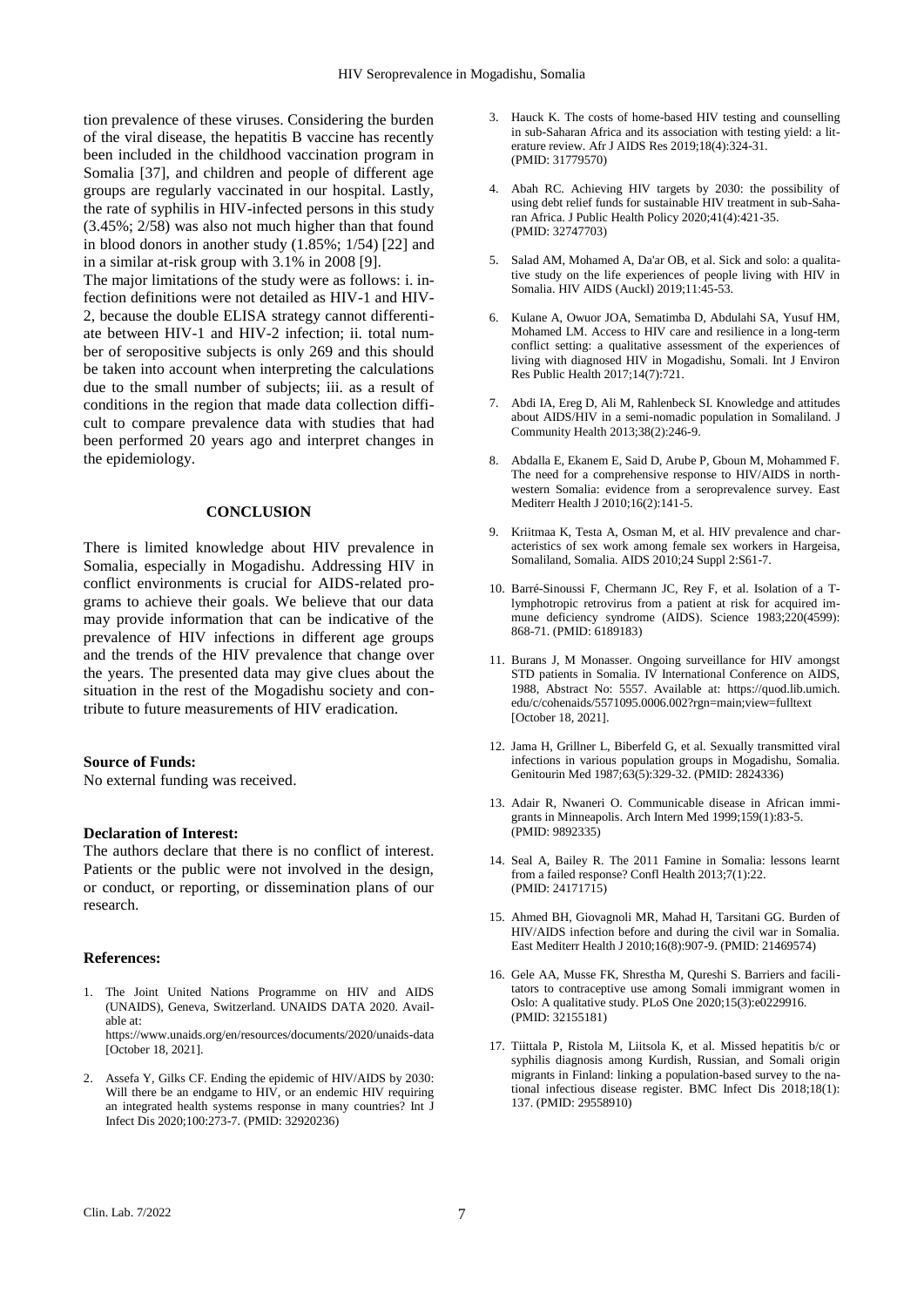tion prevalence of these viruses. Considering the burden of the viral disease, the hepatitis B vaccine has recently been included in the childhood vaccination program in Somalia [37], and children and people of different age groups are regularly vaccinated in our hospital. Lastly, the rate of syphilis in HIV-infected persons in this study (3.45%; 2/58) was also not much higher than that found in blood donors in another study (1.85%; 1/54) [22] and in a similar at-risk group with 3.1% in 2008 [9].

The major limitations of the study were as follows: i. infection definitions were not detailed as HIV-1 and HIV-2, because the double ELISA strategy cannot differentiate between HIV-1 and HIV-2 infection; ii. total number of seropositive subjects is only 269 and this should be taken into account when interpreting the calculations due to the small number of subjects; iii. as a result of conditions in the region that made data collection difficult to compare prevalence data with studies that had been performed 20 years ago and interpret changes in the epidemiology.

## CONCLUSION

There is limited knowledge about HIV prevalence in Somalia, especially in Mogadishu. Addressing HIV in conflict environments is crucial for AIDS-related programs to achieve their goals. We believe that our data may provide information that can be indicative of the prevalence of HIV infections in different age groups and the trends of the HIV prevalence that change over the years. The presented data may give clues about the situation in the rest of the Mogadishu society and contribute to future measurements of HIV eradication.

**Source of Funds:**
No external funding was received.

**Declaration of Interest:**
The authors declare that there is no conflict of interest. Patients or the public were not involved in the design, or conduct, or reporting, or dissemination plans of our research.

**References:**

1. The Joint United Nations Programme on HIV and AIDS (UNAIDS), Geneva, Switzerland. UNAIDS DATA 2020. Available at: https://www.unaids.org/en/resources/documents/2020/unaids-data [October 18, 2021].
2. Assefa Y, Gilks CF. Ending the epidemic of HIV/AIDS by 2030: Will there be an endgame to HIV, or an endemic HIV requiring an integrated health systems response in many countries? Int J Infect Dis 2020;100:273-7. (PMID: 32920236)
3. Hauck K. The costs of home-based HIV testing and counselling in sub-Saharan Africa and its association with testing yield: a literature review. Afr J AIDS Res 2019;18(4):324-31. (PMID: 31779570)
4. Abah RC. Achieving HIV targets by 2030: the possibility of using debt relief funds for sustainable HIV treatment in sub-Saharan Africa. J Public Health Policy 2020;41(4):421-35. (PMID: 32747703)
5. Salad AM, Mohamed A, Da'ar OB, et al. Sick and solo: a qualitative study on the life experiences of people living with HIV in Somalia. HIV AIDS (Auckl) 2019;11:45-53.
6. Kulane A, Owuor JOA, Sematimba D, Abdulahi SA, Yusuf HM, Mohamed LM. Access to HIV care and resilience in a long-term conflict setting: a qualitative assessment of the experiences of living with diagnosed HIV in Mogadishu, Somali. Int J Environ Res Public Health 2017;14(7):721.
7. Abdi IA, Ereg D, Ali M, Rahlenbeck SI. Knowledge and attitudes about AIDS/HIV in a semi-nomadic population in Somaliland. J Community Health 2013;38(2):246-9.
8. Abdalla E, Ekanem E, Said D, Arube P, Gboun M, Mohammed F. The need for a comprehensive response to HIV/AIDS in northwestern Somalia: evidence from a seroprevalence survey. East Mediterr Health J 2010;16(2):141-5.
9. Kriitmaa K, Testa A, Osman M, et al. HIV prevalence and characteristics of sex work among female sex workers in Hargeisa, Somaliland, Somalia. AIDS 2010;24 Suppl 2:S61-7.
10. Barré-Sinoussi F, Chermann JC, Rey F, et al. Isolation of a T-lymphotropic retrovirus from a patient at risk for acquired immune deficiency syndrome (AIDS). Science 1983;220(4599): 868-71. (PMID: 6189183)
11. Burans J, M Monasser. Ongoing surveillance for HIV amongst STD patients in Somalia. IV International Conference on AIDS, 1988, Abstract No: 5557. Available at: https://quod.lib.umich.edu/c/cohenaids/5571095.0006.002?rgn=main;view=fulltext [October 18, 2021].
12. Jama H, Grillner L, Biberfeld G, et al. Sexually transmitted viral infections in various population groups in Mogadishu, Somalia. Genitourin Med 1987;63(5):329-32. (PMID: 2824336)
13. Adair R, Nwaneri O. Communicable disease in African immigrants in Minneapolis. Arch Intern Med 1999;159(1):83-5. (PMID: 9892335)
14. Seal A, Bailey R. The 2011 Famine in Somalia: lessons learnt from a failed response? Confl Health 2013;7(1):22. (PMID: 24171715)
15. Ahmed BH, Giovagnoli MR, Mahad H, Tarsitani GG. Burden of HIV/AIDS infection before and during the civil war in Somalia. East Mediterr Health J 2010;16(8):907-9. (PMID: 21469574)
16. Gele AA, Musse FK, Shrestha M, Qureshi S. Barriers and facilitators to contraceptive use among Somali immigrant women in Oslo: A qualitative study. PLoS One 2020;15(3):e0229916. (PMID: 32155181)
17. Tiittala P, Ristola M, Liitsola K, et al. Missed hepatitis b/c or syphilis diagnosis among Kurdish, Russian, and Somali origin migrants in Finland: linking a population-based survey to the national infectious disease register. BMC Infect Dis 2018;18(1): 137. (PMID: 29558910)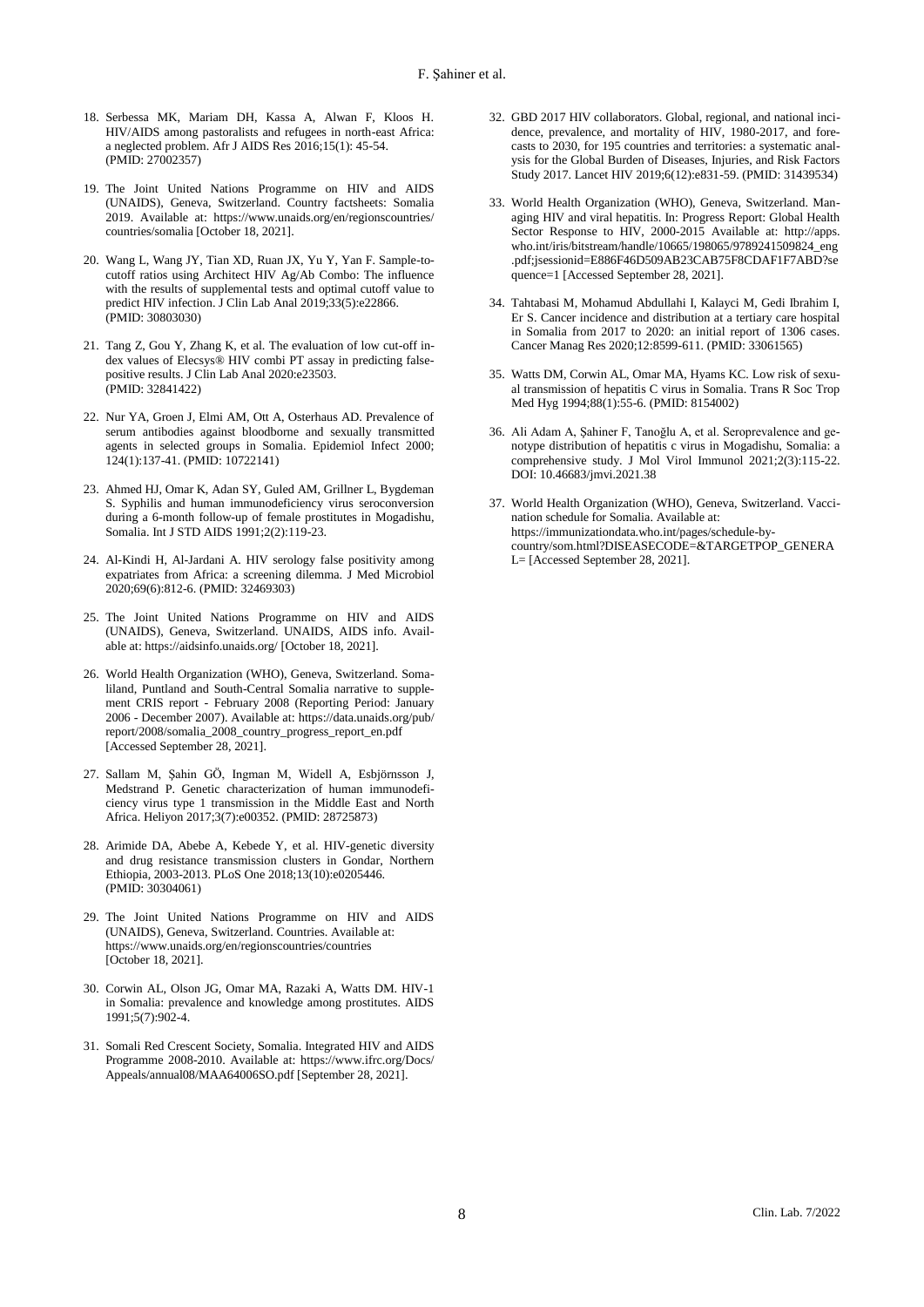18. Serbessa MK, Mariam DH, Kassa A, Alwan F, Kloos H. HIV/AIDS among pastoralists and refugees in north-east Africa: a neglected problem. Afr J AIDS Res 2016;15(1): 45-54. (PMID: 27002357)

19. The Joint United Nations Programme on HIV and AIDS (UNAIDS), Geneva, Switzerland. Country factsheets: Somalia 2019. Available at: https://www.unaids.org/en/regionscountries/countries/somalia [October 18, 2021].

20. Wang L, Wang JY, Tian XD, Ruan JX, Yu Y, Yan F. Sample-to-cutoff ratios using Architect HIV Ag/Ab Combo: The influence with the results of supplemental tests and optimal cutoff value to predict HIV infection. J Clin Lab Anal 2019;33(5):e22866. (PMID: 30803030)

21. Tang Z, Gou Y, Zhang K, et al. The evaluation of low cut-off index values of Elecsys® HIV combi PT assay in predicting false-positive results. J Clin Lab Anal 2020:e23503. (PMID: 32841422)

22. Nur YA, Groen J, Elmi AM, Ott A, Osterhaus AD. Prevalence of serum antibodies against bloodborne and sexually transmitted agents in selected groups in Somalia. Epidemiol Infect 2000; 124(1):137-41. (PMID: 10722141)

23. Ahmed HJ, Omar K, Adan SY, Guled AM, Grillner L, Bygdeman S. Syphilis and human immunodeficiency virus seroconversion during a 6-month follow-up of female prostitutes in Mogadishu, Somalia. Int J STD AIDS 1991;2(2):119-23.

24. Al-Kindi H, Al-Jardani A. HIV serology false positivity among expatriates from Africa: a screening dilemma. J Med Microbiol 2020;69(6):812-6. (PMID: 32469303)

25. The Joint United Nations Programme on HIV and AIDS (UNAIDS), Geneva, Switzerland. UNAIDS, AIDS info. Available at: https://aidsinfo.unaids.org/ [October 18, 2021].

26. World Health Organization (WHO), Geneva, Switzerland. Somaliland, Puntland and South-Central Somalia narrative to supplement CRIS report - February 2008 (Reporting Period: January 2006 - December 2007). Available at: https://data.unaids.org/pub/report/2008/somalia_2008_country_progress_report_en.pdf [Accessed September 28, 2021].

27. Sallam M, Şahin GÖ, Ingman M, Widell A, Esbjörnsson J, Medstrand P. Genetic characterization of human immunodeficiency virus type 1 transmission in the Middle East and North Africa. Heliyon 2017;3(7):e00352. (PMID: 28725873)

28. Arimide DA, Abebe A, Kebede Y, et al. HIV-genetic diversity and drug resistance transmission clusters in Gondar, Northern Ethiopia, 2003-2013. PLoS One 2018;13(10):e0205446. (PMID: 30304061)

29. The Joint United Nations Programme on HIV and AIDS (UNAIDS), Geneva, Switzerland. Countries. Available at: https://www.unaids.org/en/regionscountries/countries [October 18, 2021].

30. Corwin AL, Olson JG, Omar MA, Razaki A, Watts DM. HIV-1 in Somalia: prevalence and knowledge among prostitutes. AIDS 1991;5(7):902-4.

31. Somali Red Crescent Society, Somalia. Integrated HIV and AIDS Programme 2008-2010. Available at: https://www.ifrc.org/Docs/Appeals/annual08/MAA64006SO.pdf [September 28, 2021].

32. GBD 2017 HIV collaborators. Global, regional, and national incidence, prevalence, and mortality of HIV, 1980-2017, and forecasts to 2030, for 195 countries and territories: a systematic analysis for the Global Burden of Diseases, Injuries, and Risk Factors Study 2017. Lancet HIV 2019;6(12):e831-59. (PMID: 31439534)

33. World Health Organization (WHO), Geneva, Switzerland. Managing HIV and viral hepatitis. In: Progress Report: Global Health Sector Response to HIV, 2000-2015 Available at: http://apps.who.int/iris/bitstream/handle/10665/198065/9789241509824_eng.pdf;jsessionid=E886F46D509AB23CAB75F8CDAF1F7ABD?sequence=1 [Accessed September 28, 2021].

34. Tahtabasi M, Mohamud Abdullahi I, Kalayci M, Gedi Ibrahim I, Er S. Cancer incidence and distribution at a tertiary care hospital in Somalia from 2017 to 2020: an initial report of 1306 cases. Cancer Manag Res 2020;12:8599-611. (PMID: 33061565)

35. Watts DM, Corwin AL, Omar MA, Hyams KC. Low risk of sexual transmission of hepatitis C virus in Somalia. Trans R Soc Trop Med Hyg 1994;88(1):55-6. (PMID: 8154002)

36. Ali Adam A, Şahiner F, Tanoğlu A, et al. Seroprevalence and genotype distribution of hepatitis c virus in Mogadishu, Somalia: a comprehensive study. J Mol Virol Immunol 2021;2(3):115-22. DOI: 10.46683/jmvi.2021.38

37. World Health Organization (WHO), Geneva, Switzerland. Vaccination schedule for Somalia. Available at: https://immunizationdata.who.int/pages/schedule-by-country/som.html?DISEASECODE=&TARGETPOP_GENERAL= [Accessed September 28, 2021].